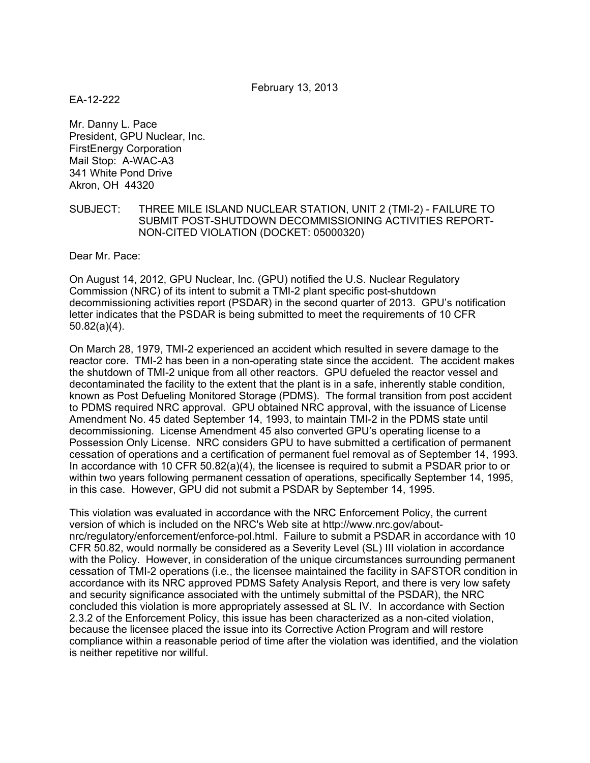February 13, 2013

EA-12-222

Mr. Danny L. Pace
President, GPU Nuclear, Inc.
FirstEnergy Corporation
Mail Stop: A-WAC-A3
341 White Pond Drive
Akron, OH 44320

SUBJECT: THREE MILE ISLAND NUCLEAR STATION, UNIT 2 (TMI-2) - FAILURE TO SUBMIT POST-SHUTDOWN DECOMMISSIONING ACTIVITIES REPORT-NON-CITED VIOLATION (DOCKET: 05000320)

Dear Mr. Pace:

On August 14, 2012, GPU Nuclear, Inc. (GPU) notified the U.S. Nuclear Regulatory Commission (NRC) of its intent to submit a TMI-2 plant specific post-shutdown decommissioning activities report (PSDAR) in the second quarter of 2013. GPU's notification letter indicates that the PSDAR is being submitted to meet the requirements of 10 CFR 50.82(a)(4).

On March 28, 1979, TMI-2 experienced an accident which resulted in severe damage to the reactor core. TMI-2 has been in a non-operating state since the accident. The accident makes the shutdown of TMI-2 unique from all other reactors. GPU defueled the reactor vessel and decontaminated the facility to the extent that the plant is in a safe, inherently stable condition, known as Post Defueling Monitored Storage (PDMS). The formal transition from post accident to PDMS required NRC approval. GPU obtained NRC approval, with the issuance of License Amendment No. 45 dated September 14, 1993, to maintain TMI-2 in the PDMS state until decommissioning. License Amendment 45 also converted GPU's operating license to a Possession Only License. NRC considers GPU to have submitted a certification of permanent cessation of operations and a certification of permanent fuel removal as of September 14, 1993. In accordance with 10 CFR 50.82(a)(4), the licensee is required to submit a PSDAR prior to or within two years following permanent cessation of operations, specifically September 14, 1995, in this case. However, GPU did not submit a PSDAR by September 14, 1995.

This violation was evaluated in accordance with the NRC Enforcement Policy, the current version of which is included on the NRC's Web site at http://www.nrc.gov/about-nrc/regulatory/enforcement/enforce-pol.html. Failure to submit a PSDAR in accordance with 10 CFR 50.82, would normally be considered as a Severity Level (SL) III violation in accordance with the Policy. However, in consideration of the unique circumstances surrounding permanent cessation of TMI-2 operations (i.e., the licensee maintained the facility in SAFSTOR condition in accordance with its NRC approved PDMS Safety Analysis Report, and there is very low safety and security significance associated with the untimely submittal of the PSDAR), the NRC concluded this violation is more appropriately assessed at SL IV. In accordance with Section 2.3.2 of the Enforcement Policy, this issue has been characterized as a non-cited violation, because the licensee placed the issue into its Corrective Action Program and will restore compliance within a reasonable period of time after the violation was identified, and the violation is neither repetitive nor willful.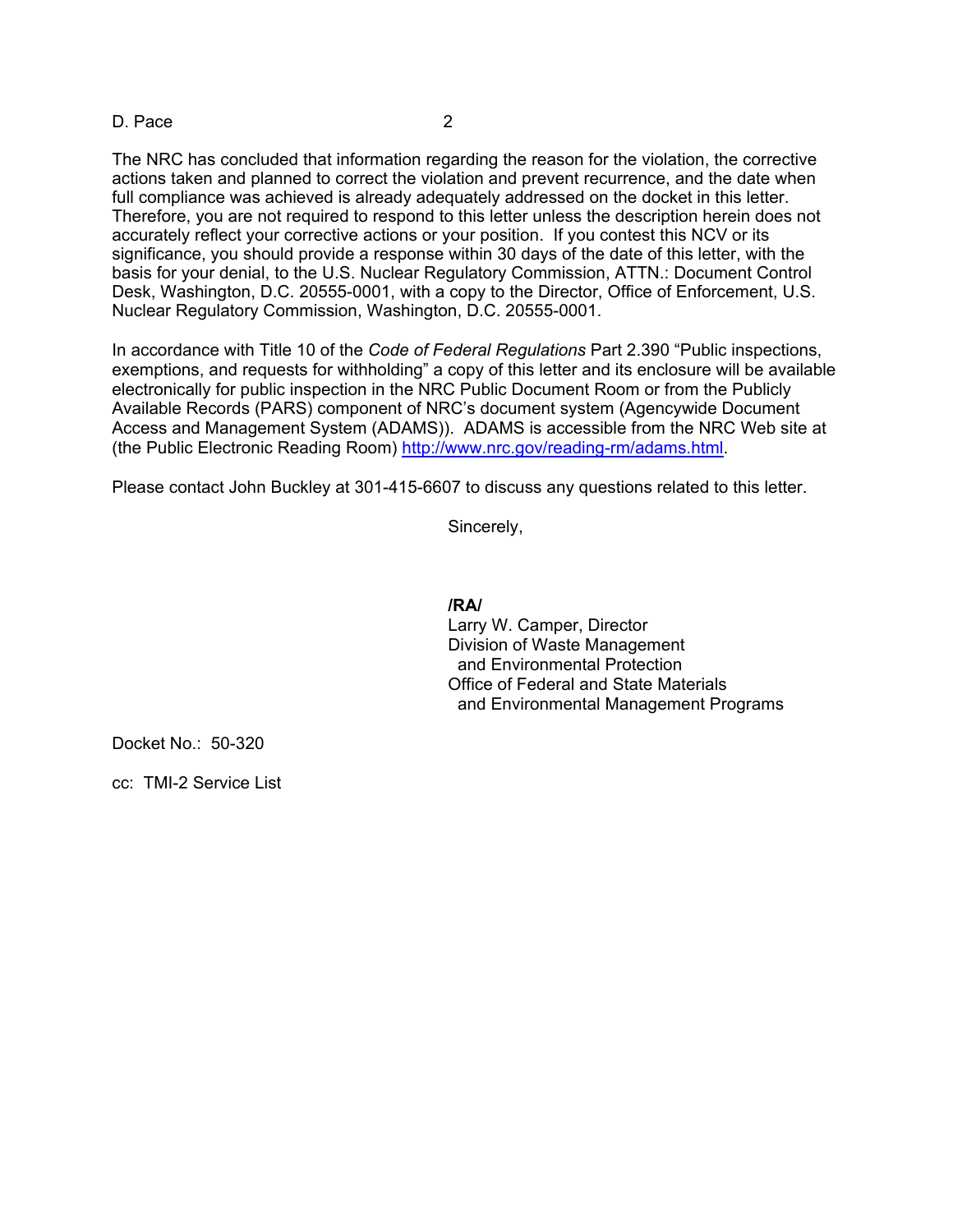The NRC has concluded that information regarding the reason for the violation, the corrective actions taken and planned to correct the violation and prevent recurrence, and the date when full compliance was achieved is already adequately addressed on the docket in this letter. Therefore, you are not required to respond to this letter unless the description herein does not accurately reflect your corrective actions or your position. If you contest this NCV or its significance, you should provide a response within 30 days of the date of this letter, with the basis for your denial, to the U.S. Nuclear Regulatory Commission, ATTN.: Document Control Desk, Washington, D.C. 20555-0001, with a copy to the Director, Office of Enforcement, U.S. Nuclear Regulatory Commission, Washington, D.C. 20555-0001.

In accordance with Title 10 of the *Code of Federal Regulations* Part 2.390 "Public inspections, exemptions, and requests for withholding" a copy of this letter and its enclosure will be available electronically for public inspection in the NRC Public Document Room or from the Publicly Available Records (PARS) component of NRC's document system (Agencywide Document Access and Management System (ADAMS)). ADAMS is accessible from the NRC Web site at (the Public Electronic Reading Room) http://www.nrc.gov/reading-rm/adams.html.

Please contact John Buckley at 301-415-6607 to discuss any questions related to this letter.

Sincerely,

**/RA/**
Larry W. Camper, Director
Division of Waste Management
and Environmental Protection
Office of Federal and State Materials
and Environmental Management Programs

Docket No.: 50-320

cc: TMI-2 Service List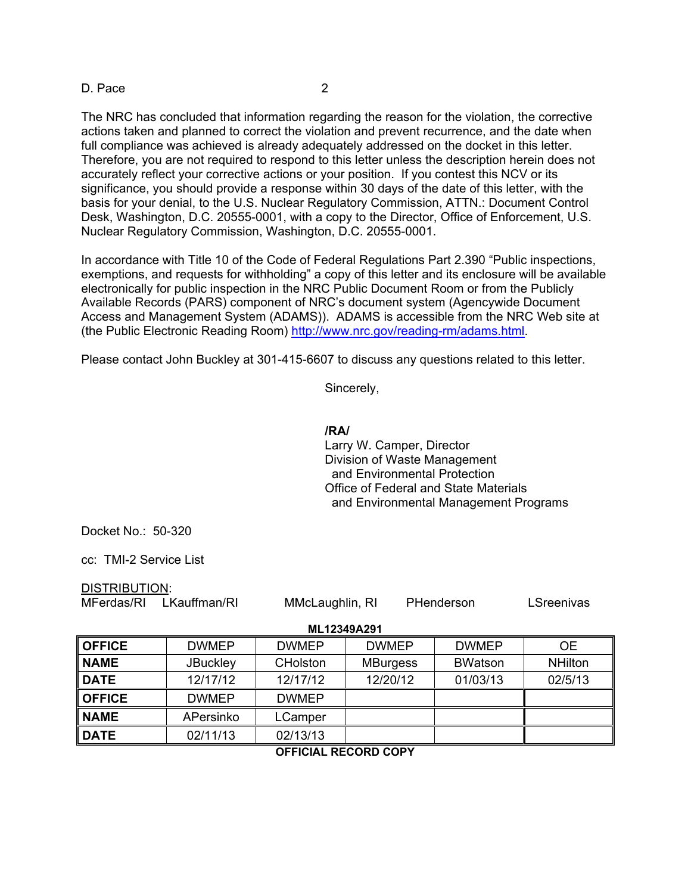The NRC has concluded that information regarding the reason for the violation, the corrective actions taken and planned to correct the violation and prevent recurrence, and the date when full compliance was achieved is already adequately addressed on the docket in this letter. Therefore, you are not required to respond to this letter unless the description herein does not accurately reflect your corrective actions or your position. If you contest this NCV or its significance, you should provide a response within 30 days of the date of this letter, with the basis for your denial, to the U.S. Nuclear Regulatory Commission, ATTN.: Document Control Desk, Washington, D.C. 20555-0001, with a copy to the Director, Office of Enforcement, U.S. Nuclear Regulatory Commission, Washington, D.C. 20555-0001.

In accordance with Title 10 of the Code of Federal Regulations Part 2.390 "Public inspections, exemptions, and requests for withholding" a copy of this letter and its enclosure will be available electronically for public inspection in the NRC Public Document Room or from the Publicly Available Records (PARS) component of NRC's document system (Agencywide Document Access and Management System (ADAMS)). ADAMS is accessible from the NRC Web site at (the Public Electronic Reading Room) http://www.nrc.gov/reading-rm/adams.html.

Please contact John Buckley at 301-415-6607 to discuss any questions related to this letter.

Sincerely,

**/RA/**
Larry W. Camper, Director
Division of Waste Management
and Environmental Protection
Office of Federal and State Materials
and Environmental Management Programs

Docket No.: 50-320

cc: TMI-2 Service List

DISTRIBUTION:
MFerdas/RI LKauffman/RI MMcLaughlin, RI PHenderson LSreenivas

**ML12349A291**

| **OFFICE** | DWMEP | DWMEP | DWMEP | DWMEP | OE |
|---|---|---|---|---|---|
| **NAME** | JBuckley | CHolston | MBurgess | BWatson | NHilton |
| **DATE** | 12/17/12 | 12/17/12 | 12/20/12 | 01/03/13 | 02/5/13 |
| **OFFICE** | DWMEP | DWMEP | | | |
| **NAME** | APersinko | LCamper | | | |
| **DATE** | 02/11/13 | 02/13/13 | | | |

**OFFICIAL RECORD COPY**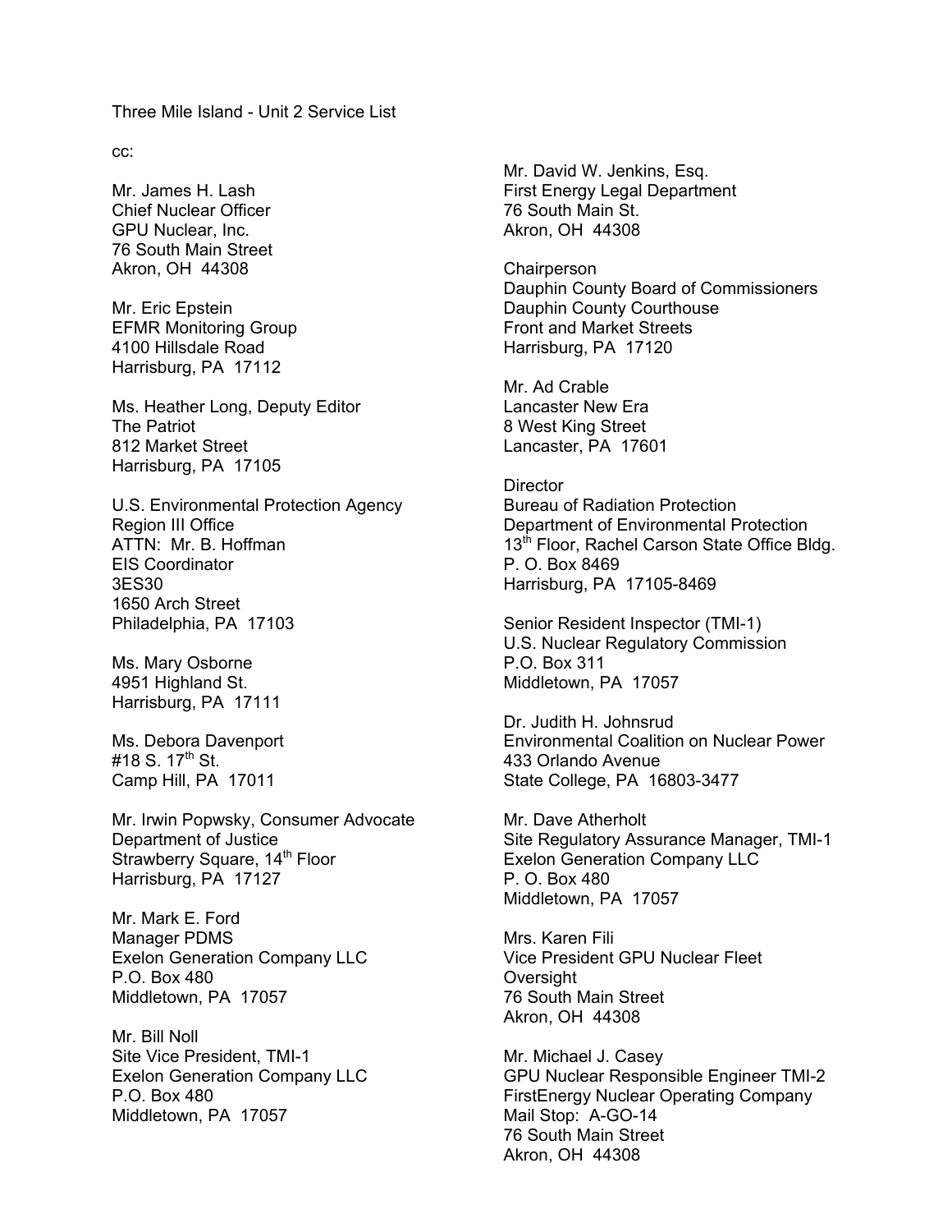Three Mile Island - Unit 2 Service List

cc:

Mr. James H. Lash
Chief Nuclear Officer
GPU Nuclear, Inc.
76 South Main Street
Akron, OH 44308

Mr. Eric Epstein
EFMR Monitoring Group
4100 Hillsdale Road
Harrisburg, PA 17112

Ms. Heather Long, Deputy Editor
The Patriot
812 Market Street
Harrisburg, PA 17105

U.S. Environmental Protection Agency
Region III Office
ATTN: Mr. B. Hoffman
EIS Coordinator
3ES30
1650 Arch Street
Philadelphia, PA 17103

Ms. Mary Osborne
4951 Highland St.
Harrisburg, PA 17111

Ms. Debora Davenport
#18 S. 17th St.
Camp Hill, PA 17011

Mr. Irwin Popwsky, Consumer Advocate
Department of Justice
Strawberry Square, 14th Floor
Harrisburg, PA 17127

Mr. Mark E. Ford
Manager PDMS
Exelon Generation Company LLC
P.O. Box 480
Middletown, PA 17057

Mr. Bill Noll
Site Vice President, TMI-1
Exelon Generation Company LLC
P.O. Box 480
Middletown, PA 17057

Mr. David W. Jenkins, Esq.
First Energy Legal Department
76 South Main St.
Akron, OH 44308

Chairperson
Dauphin County Board of Commissioners
Dauphin County Courthouse
Front and Market Streets
Harrisburg, PA 17120

Mr. Ad Crable
Lancaster New Era
8 West King Street
Lancaster, PA 17601

Director
Bureau of Radiation Protection
Department of Environmental Protection
13th Floor, Rachel Carson State Office Bldg.
P. O. Box 8469
Harrisburg, PA 17105-8469

Senior Resident Inspector (TMI-1)
U.S. Nuclear Regulatory Commission
P.O. Box 311
Middletown, PA 17057

Dr. Judith H. Johnsrud
Environmental Coalition on Nuclear Power
433 Orlando Avenue
State College, PA 16803-3477

Mr. Dave Atherholt
Site Regulatory Assurance Manager, TMI-1
Exelon Generation Company LLC
P. O. Box 480
Middletown, PA 17057

Mrs. Karen Fili
Vice President GPU Nuclear Fleet
Oversight
76 South Main Street
Akron, OH 44308

Mr. Michael J. Casey
GPU Nuclear Responsible Engineer TMI-2
FirstEnergy Nuclear Operating Company
Mail Stop: A-GO-14
76 South Main Street
Akron, OH 44308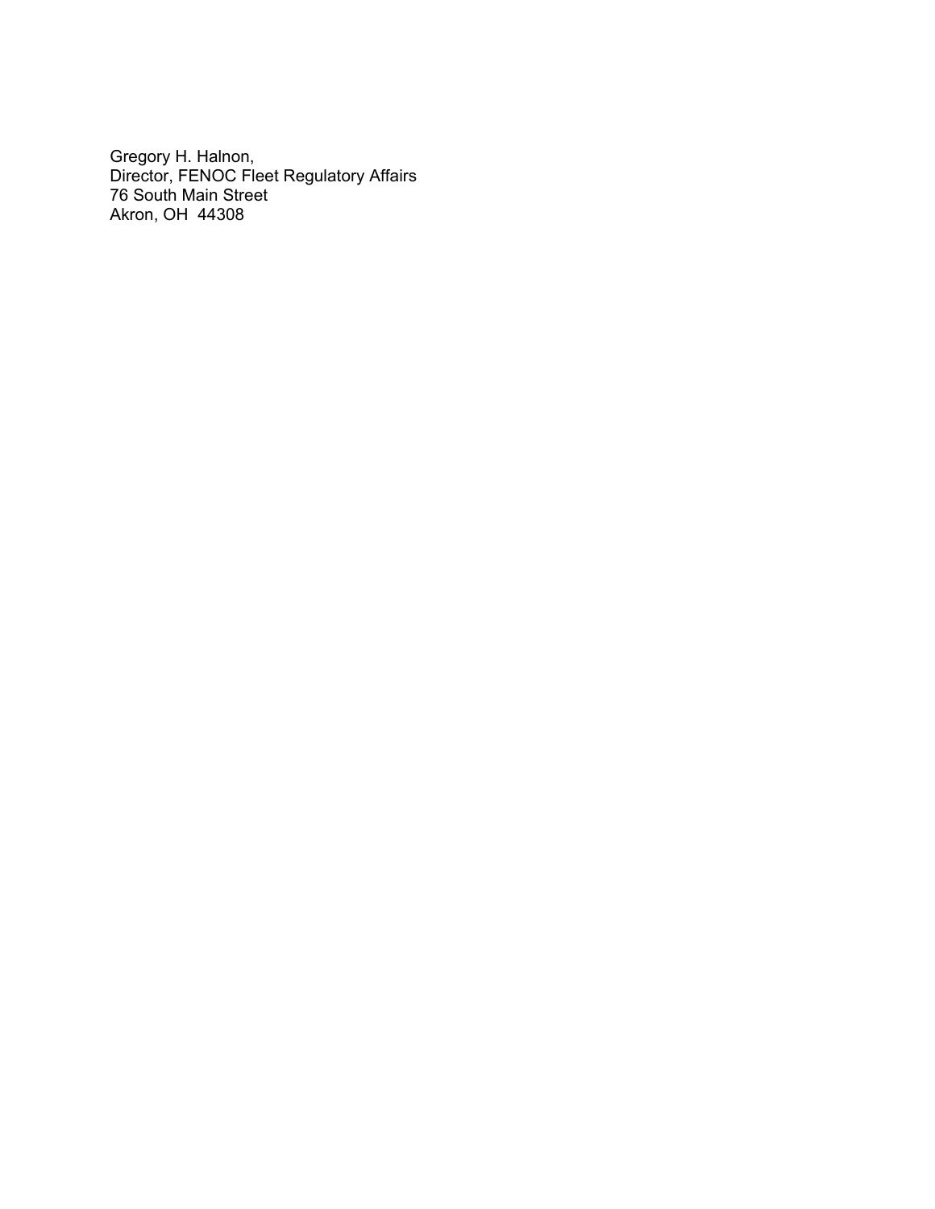Gregory H. Halnon,
Director, FENOC Fleet Regulatory Affairs
76 South Main Street
Akron, OH  44308